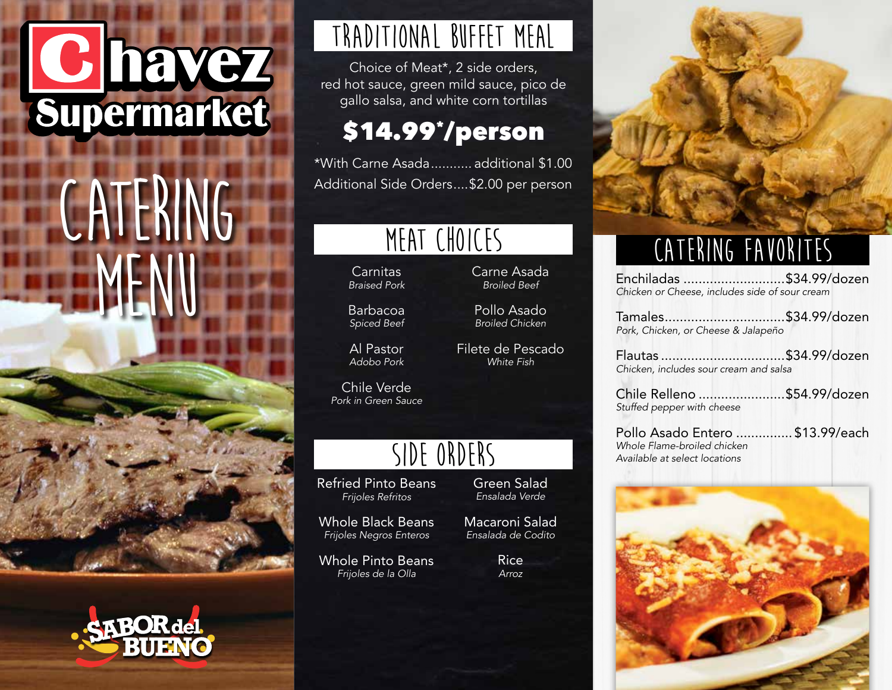# Chavez Supermarket

# CATERING MENU

## TRADITIONAL BUFFET MEAL

Choice of Meat*, 2 side orders, red hot sauce, green mild sauce, pico de gallo salsa, and white corn tortillas

**$14.99*/person**

*With Carne Asada........... additional $1.00

Additional Side Orders....$2.00 per person

## MEAT CHOICES

- Carnitas — *Braised Pork*
- Carne Asada — *Broiled Beef*
- Barbacoa — *Spiced Beef*
- Pollo Asado — *Broiled Chicken*
- Al Pastor — *Adobo Pork*
- Filete de Pescado — *White Fish*
- Chile Verde — *Pork in Green Sauce*

## SIDE ORDERS

- Refried Pinto Beans — *Frijoles Refritos*
- Green Salad — *Ensalada Verde*
- Whole Black Beans — *Frijoles Negros Enteros*
- Macaroni Salad — *Ensalada de Codito*
- Whole Pinto Beans — *Frijoles de la Olla*
- Rice — *Arroz*

## CATERING FAVORITES

Enchiladas ........................... $34.99/dozen
*Chicken or Cheese, includes side of sour cream*

Tamales............................... $34.99/dozen
*Pork, Chicken, or Cheese & Jalapeño*

Flautas ................................ $34.99/dozen
*Chicken, includes sour cream and salsa*

Chile Relleno ....................... $54.99/dozen
*Stuffed pepper with cheese*

Pollo Asado Entero .............. $13.99/each
*Whole Flame-broiled chicken*
*Available at select locations*

SABOR del BUENO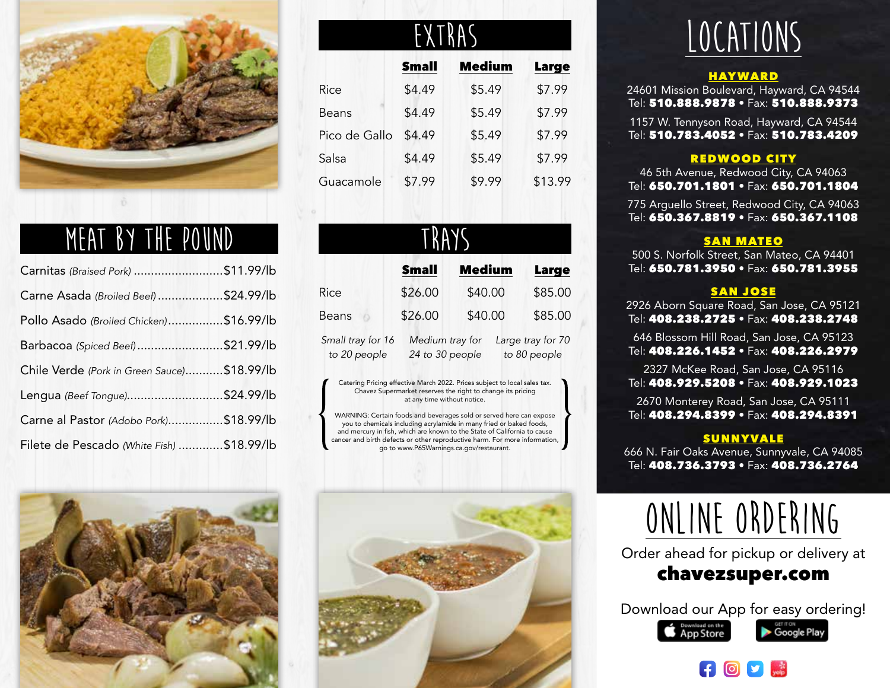## MEAT BY THE POUND

Carnitas *(Braised Pork)* ..........................$11.99/lb

Carne Asada *(Broiled Beef)* ...................$24.99/lb

Pollo Asado *(Broiled Chicken)*................$16.99/lb

Barbacoa *(Spiced Beef)*.........................$21.99/lb

Chile Verde *(Pork in Green Sauce)*...........$18.99/lb

Lengua *(Beef Tongue)*............................$24.99/lb

Carne al Pastor *(Adobo Pork)*................$18.99/lb

Filete de Pescado *(White Fish)* .............$18.99/lb

## EXTRAS

| | Small | Medium | Large |
|---|---|---|---|
| Rice | $4.49 | $5.49 | $7.99 |
| Beans | $4.49 | $5.49 | $7.99 |
| Pico de Gallo | $4.49 | $5.49 | $7.99 |
| Salsa | $4.49 | $5.49 | $7.99 |
| Guacamole | $7.99 | $9.99 | $13.99 |

## TRAYS

| | Small | Medium | Large |
|---|---|---|---|
| Rice | $26.00 | $40.00 | $85.00 |
| Beans | $26.00 | $40.00 | $85.00 |
| | *Small tray for 16 to 20 people* | *Medium tray for 24 to 30 people* | *Large tray for 70 to 80 people* |

Catering Pricing effective March 2022. Prices subject to local sales tax. Chavez Supermarket reserves the right to change its pricing at any time without notice.

WARNING: Certain foods and beverages sold or served here can expose you to chemicals including acrylamide in many fried or baked foods, and mercury in fish, which are known to the State of California to cause cancer and birth defects or other reproductive harm. For more information, go to www.P65Warnings.ca.gov/restaurant.

## LOCATIONS

### HAYWARD

24601 Mission Boulevard, Hayward, CA 94544
Tel: **510.888.9878** • Fax: **510.888.9373**

1157 W. Tennyson Road, Hayward, CA 94544
Tel: **510.783.4052** • Fax: **510.783.4209**

### REDWOOD CITY

46 5th Avenue, Redwood City, CA 94063
Tel: **650.701.1801** • Fax: **650.701.1804**

775 Arguello Street, Redwood City, CA 94063
Tel: **650.367.8819** • Fax: **650.367.1108**

### SAN MATEO

500 S. Norfolk Street, San Mateo, CA 94401
Tel: **650.781.3950** • Fax: **650.781.3955**

### SAN JOSE

2926 Aborn Square Road, San Jose, CA 95121
Tel: **408.238.2725** • Fax: **408.238.2748**

646 Blossom Hill Road, San Jose, CA 95123
Tel: **408.226.1452** • Fax: **408.226.2979**

2327 McKee Road, San Jose, CA 95116
Tel: **408.929.5208** • Fax: **408.929.1023**

2670 Monterey Road, San Jose, CA 95111
Tel: **408.294.8399** • Fax: **408.294.8391**

### SUNNYVALE

666 N. Fair Oaks Avenue, Sunnyvale, CA 94085
Tel: **408.736.3793** • Fax: **408.736.2764**

## ONLINE ORDERING

Order ahead for pickup or delivery at
**chavezsuper.com**

Download our App for easy ordering!

Download on the App Store • GET IT ON Google Play